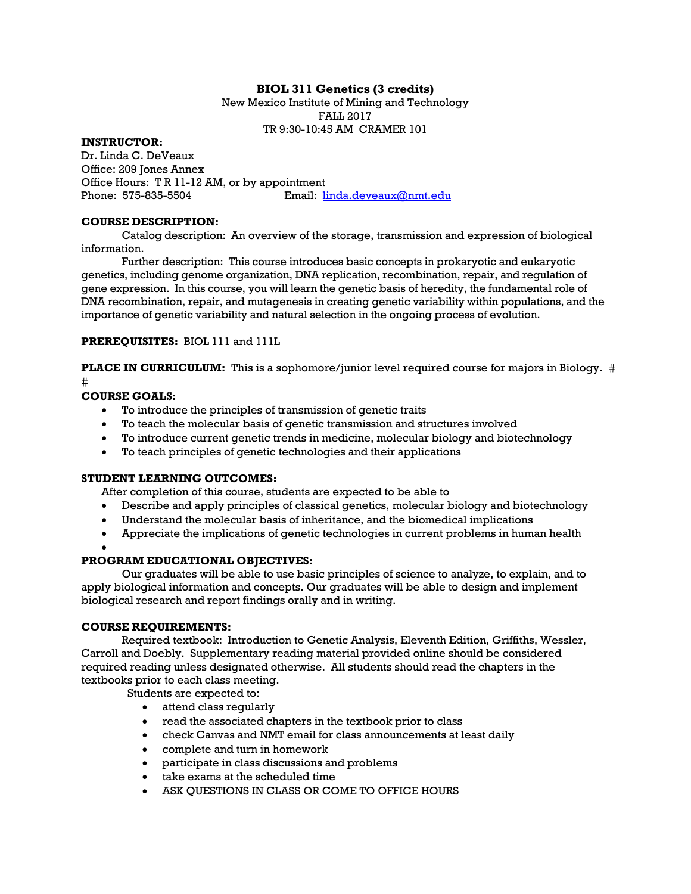# BIOL 311 Genetics (3 credits)

New Mexico Institute of Mining and Technology
FALL 2017
TR 9:30-10:45 AM CRAMER 101

**INSTRUCTOR:**
Dr. Linda C. DeVeaux
Office: 209 Jones Annex
Office Hours: T R 11-12 AM, or by appointment
Phone: 575-835-5504 Email: linda.deveaux@nmt.edu

**COURSE DESCRIPTION:**

Catalog description: An overview of the storage, transmission and expression of biological information.

Further description: This course introduces basic concepts in prokaryotic and eukaryotic genetics, including genome organization, DNA replication, recombination, repair, and regulation of gene expression. In this course, you will learn the genetic basis of heredity, the fundamental role of DNA recombination, repair, and mutagenesis in creating genetic variability within populations, and the importance of genetic variability and natural selection in the ongoing process of evolution.

**PREREQUISITES:** BIOL 111 and 111L

**PLACE IN CURRICULUM:** This is a sophomore/junior level required course for majors in Biology. #
#

**COURSE GOALS:**

- To introduce the principles of transmission of genetic traits
- To teach the molecular basis of genetic transmission and structures involved
- To introduce current genetic trends in medicine, molecular biology and biotechnology
- To teach principles of genetic technologies and their applications

**STUDENT LEARNING OUTCOMES:**

After completion of this course, students are expected to be able to

- Describe and apply principles of classical genetics, molecular biology and biotechnology
- Understand the molecular basis of inheritance, and the biomedical implications
- Appreciate the implications of genetic technologies in current problems in human health
- 

**PROGRAM EDUCATIONAL OBJECTIVES:**

Our graduates will be able to use basic principles of science to analyze, to explain, and to apply biological information and concepts. Our graduates will be able to design and implement biological research and report findings orally and in writing.

**COURSE REQUIREMENTS:**

Required textbook: Introduction to Genetic Analysis, Eleventh Edition, Griffiths, Wessler, Carroll and Doebly. Supplementary reading material provided online should be considered required reading unless designated otherwise. All students should read the chapters in the textbooks prior to each class meeting.

Students are expected to:

- attend class regularly
- read the associated chapters in the textbook prior to class
- check Canvas and NMT email for class announcements at least daily
- complete and turn in homework
- participate in class discussions and problems
- take exams at the scheduled time
- ASK QUESTIONS IN CLASS OR COME TO OFFICE HOURS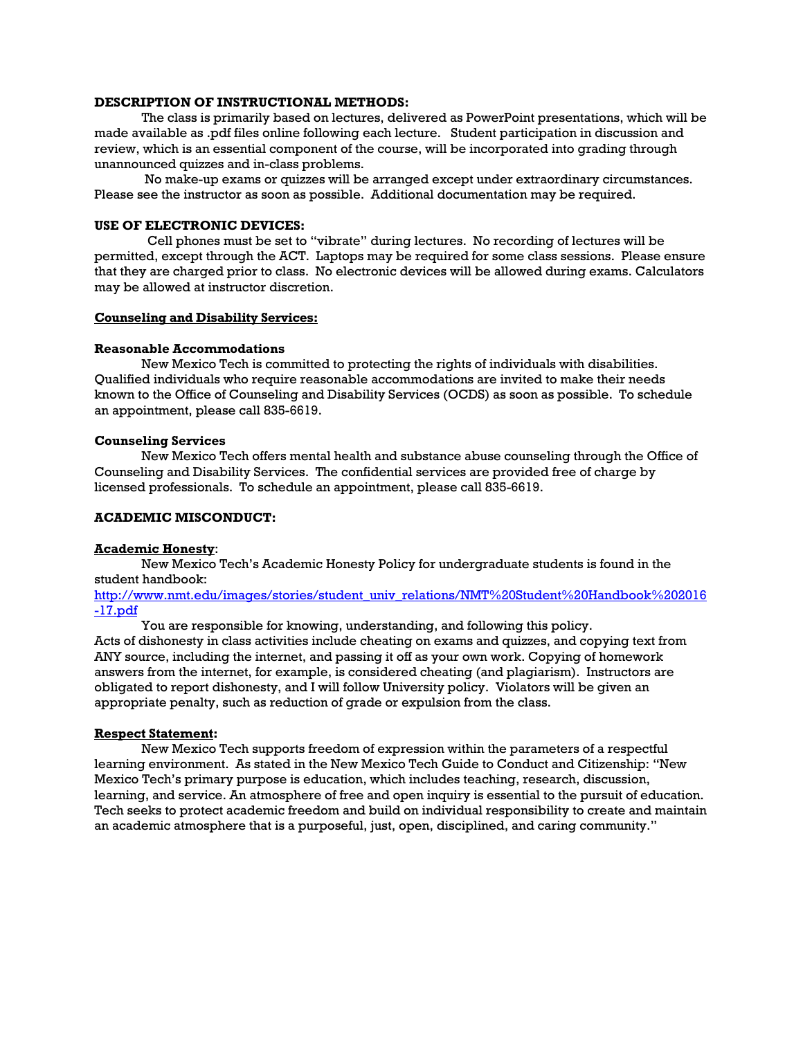**DESCRIPTION OF INSTRUCTIONAL METHODS:**

The class is primarily based on lectures, delivered as PowerPoint presentations, which will be made available as .pdf files online following each lecture. Student participation in discussion and review, which is an essential component of the course, will be incorporated into grading through unannounced quizzes and in-class problems.

No make-up exams or quizzes will be arranged except under extraordinary circumstances. Please see the instructor as soon as possible. Additional documentation may be required.

**USE OF ELECTRONIC DEVICES:**

Cell phones must be set to "vibrate" during lectures. No recording of lectures will be permitted, except through the ACT. Laptops may be required for some class sessions. Please ensure that they are charged prior to class. No electronic devices will be allowed during exams. Calculators may be allowed at instructor discretion.

**Counseling and Disability Services:**

**Reasonable Accommodations**

New Mexico Tech is committed to protecting the rights of individuals with disabilities. Qualified individuals who require reasonable accommodations are invited to make their needs known to the Office of Counseling and Disability Services (OCDS) as soon as possible. To schedule an appointment, please call 835-6619.

**Counseling Services**

New Mexico Tech offers mental health and substance abuse counseling through the Office of Counseling and Disability Services. The confidential services are provided free of charge by licensed professionals. To schedule an appointment, please call 835-6619.

**ACADEMIC MISCONDUCT:**

**Academic Honesty**:

New Mexico Tech's Academic Honesty Policy for undergraduate students is found in the student handbook:
[http://www.nmt.edu/images/stories/student_univ_relations/NMT%20Student%20Handbook%202016-17.pdf](http://www.nmt.edu/images/stories/student_univ_relations/NMT%20Student%20Handbook%202016-17.pdf)

You are responsible for knowing, understanding, and following this policy. Acts of dishonesty in class activities include cheating on exams and quizzes, and copying text from ANY source, including the internet, and passing it off as your own work. Copying of homework answers from the internet, for example, is considered cheating (and plagiarism). Instructors are obligated to report dishonesty, and I will follow University policy. Violators will be given an appropriate penalty, such as reduction of grade or expulsion from the class.

**Respect Statement:**

New Mexico Tech supports freedom of expression within the parameters of a respectful learning environment. As stated in the New Mexico Tech Guide to Conduct and Citizenship: "New Mexico Tech's primary purpose is education, which includes teaching, research, discussion, learning, and service. An atmosphere of free and open inquiry is essential to the pursuit of education. Tech seeks to protect academic freedom and build on individual responsibility to create and maintain an academic atmosphere that is a purposeful, just, open, disciplined, and caring community."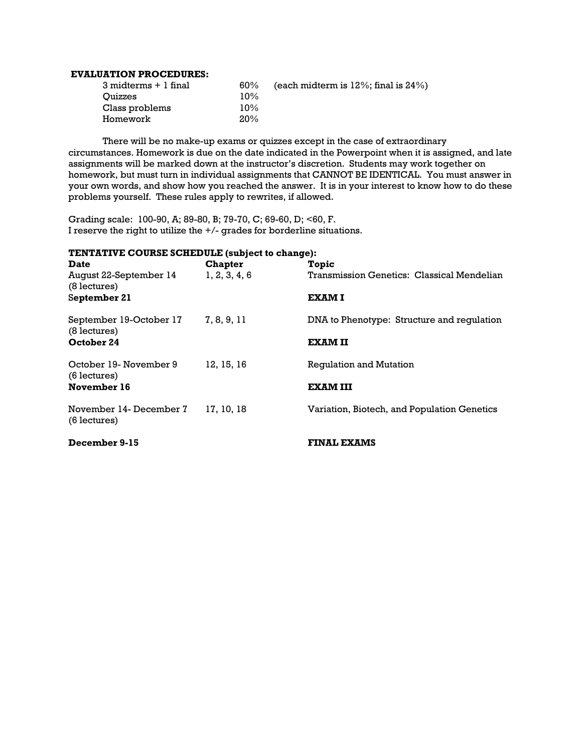**EVALUATION PROCEDURES:**

| | | |
|---|---|---|
| 3 midterms + 1 final | 60% | (each midterm is 12%; final is 24%) |
| Quizzes | 10% | |
| Class problems | 10% | |
| Homework | 20% | |

There will be no make-up exams or quizzes except in the case of extraordinary circumstances. Homework is due on the date indicated in the Powerpoint when it is assigned, and late assignments will be marked down at the instructor's discretion. Students may work together on homework, but must turn in individual assignments that CANNOT BE IDENTICAL. You must answer in your own words, and show how you reached the answer. It is in your interest to know how to do these problems yourself. These rules apply to rewrites, if allowed.

Grading scale: 100-90, A; 89-80, B; 79-70, C; 69-60, D; <60, F.
I reserve the right to utilize the +/- grades for borderline situations.

**TENTATIVE COURSE SCHEDULE (subject to change):**

| **Date** | **Chapter** | **Topic** |
|---|---|---|
| August 22-September 14 (8 lectures) | 1, 2, 3, 4, 6 | Transmission Genetics: Classical Mendelian |
| **September 21** | | **EXAM I** |
| September 19-October 17 (8 lectures) | 7, 8, 9, 11 | DNA to Phenotype: Structure and regulation |
| **October 24** | | **EXAM II** |
| October 19- November 9 (6 lectures) | 12, 15, 16 | Regulation and Mutation |
| **November 16** | | **EXAM III** |
| November 14- December 7 (6 lectures) | 17, 10, 18 | Variation, Biotech, and Population Genetics |
| **December 9-15** | | **FINAL EXAMS** |